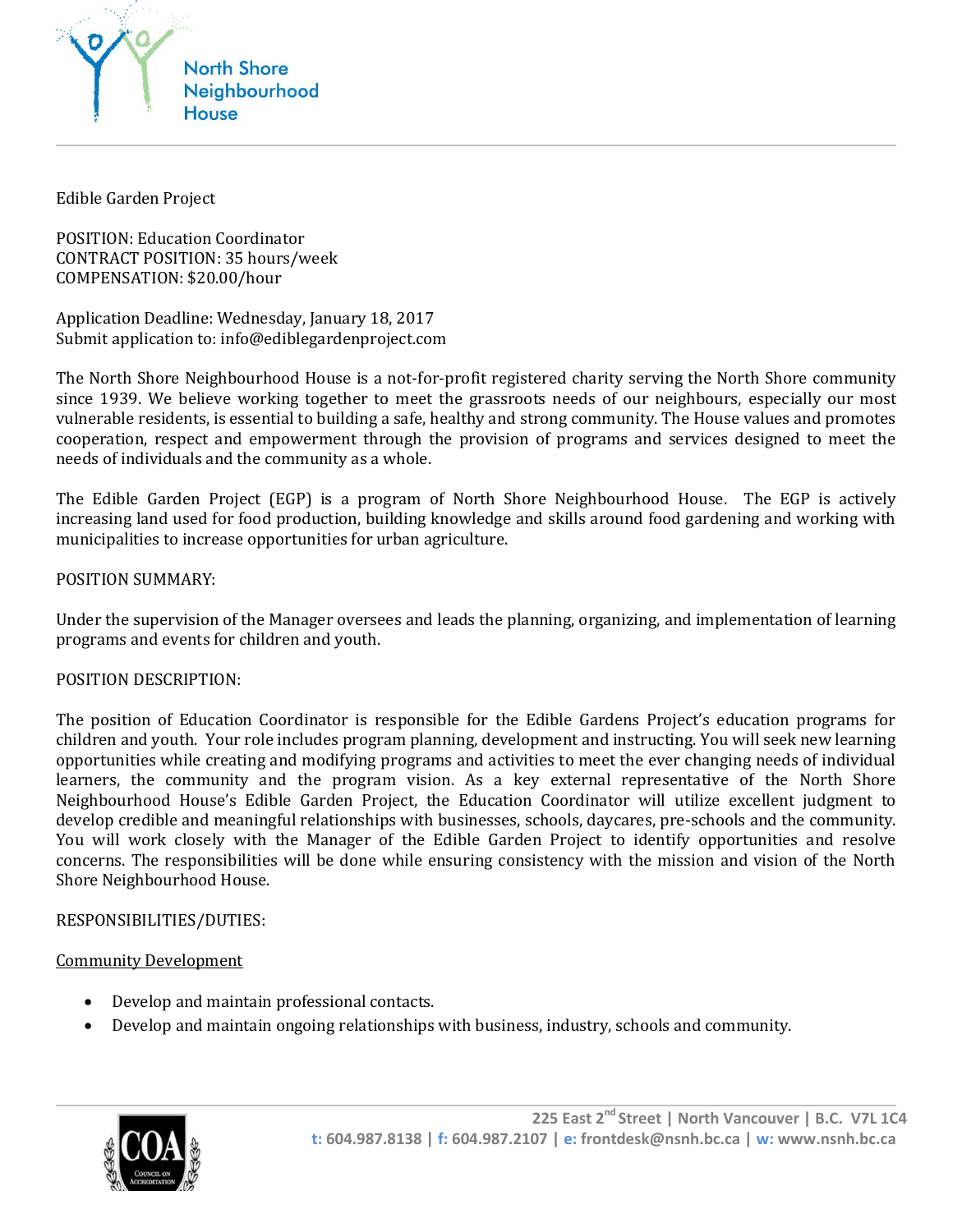Edible Garden Project

POSITION: Education Coordinator  
CONTRACT POSITION: 35 hours/week  
COMPENSATION: $20.00/hour

Application Deadline: Wednesday, January 18, 2017  
Submit application to: info@ediblegardenproject.com

The North Shore Neighbourhood House is a not-for-profit registered charity serving the North Shore community since 1939. We believe working together to meet the grassroots needs of our neighbours, especially our most vulnerable residents, is essential to building a safe, healthy and strong community. The House values and promotes cooperation, respect and empowerment through the provision of programs and services designed to meet the needs of individuals and the community as a whole.

The Edible Garden Project (EGP) is a program of North Shore Neighbourhood House. The EGP is actively increasing land used for food production, building knowledge and skills around food gardening and working with municipalities to increase opportunities for urban agriculture.

POSITION SUMMARY:

Under the supervision of the Manager oversees and leads the planning, organizing, and implementation of learning programs and events for children and youth.

POSITION DESCRIPTION:

The position of Education Coordinator is responsible for the Edible Gardens Project's education programs for children and youth. Your role includes program planning, development and instructing. You will seek new learning opportunities while creating and modifying programs and activities to meet the ever changing needs of individual learners, the community and the program vision. As a key external representative of the North Shore Neighbourhood House's Edible Garden Project, the Education Coordinator will utilize excellent judgment to develop credible and meaningful relationships with businesses, schools, daycares, pre-schools and the community. You will work closely with the Manager of the Edible Garden Project to identify opportunities and resolve concerns. The responsibilities will be done while ensuring consistency with the mission and vision of the North Shore Neighbourhood House.

RESPONSIBILITIES/DUTIES:

<u>Community Development</u>

- Develop and maintain professional contacts.
- Develop and maintain ongoing relationships with business, industry, schools and community.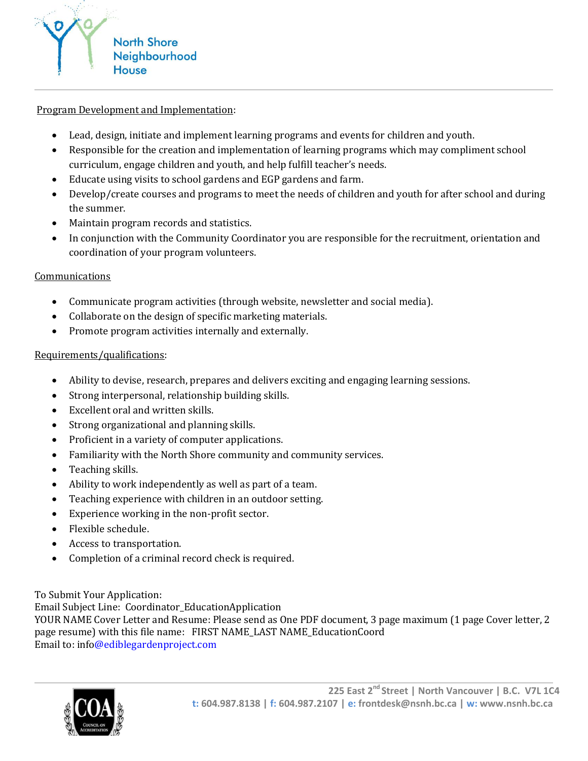Program Development and Implementation:

- Lead, design, initiate and implement learning programs and events for children and youth.
- Responsible for the creation and implementation of learning programs which may compliment school curriculum, engage children and youth, and help fulfill teacher's needs.
- Educate using visits to school gardens and EGP gardens and farm.
- Develop/create courses and programs to meet the needs of children and youth for after school and during the summer.
- Maintain program records and statistics.
- In conjunction with the Community Coordinator you are responsible for the recruitment, orientation and coordination of your program volunteers.

Communications

- Communicate program activities (through website, newsletter and social media).
- Collaborate on the design of specific marketing materials.
- Promote program activities internally and externally.

Requirements/qualifications:

- Ability to devise, research, prepares and delivers exciting and engaging learning sessions.
- Strong interpersonal, relationship building skills.
- Excellent oral and written skills.
- Strong organizational and planning skills.
- Proficient in a variety of computer applications.
- Familiarity with the North Shore community and community services.
- Teaching skills.
- Ability to work independently as well as part of a team.
- Teaching experience with children in an outdoor setting.
- Experience working in the non-profit sector.
- Flexible schedule.
- Access to transportation.
- Completion of a criminal record check is required.

To Submit Your Application:
Email Subject Line: Coordinator_EducationApplication
YOUR NAME Cover Letter and Resume: Please send as One PDF document, 3 page maximum (1 page Cover letter, 2 page resume) with this file name: FIRST NAME_LAST NAME_EducationCoord
Email to: info@ediblegardenproject.com